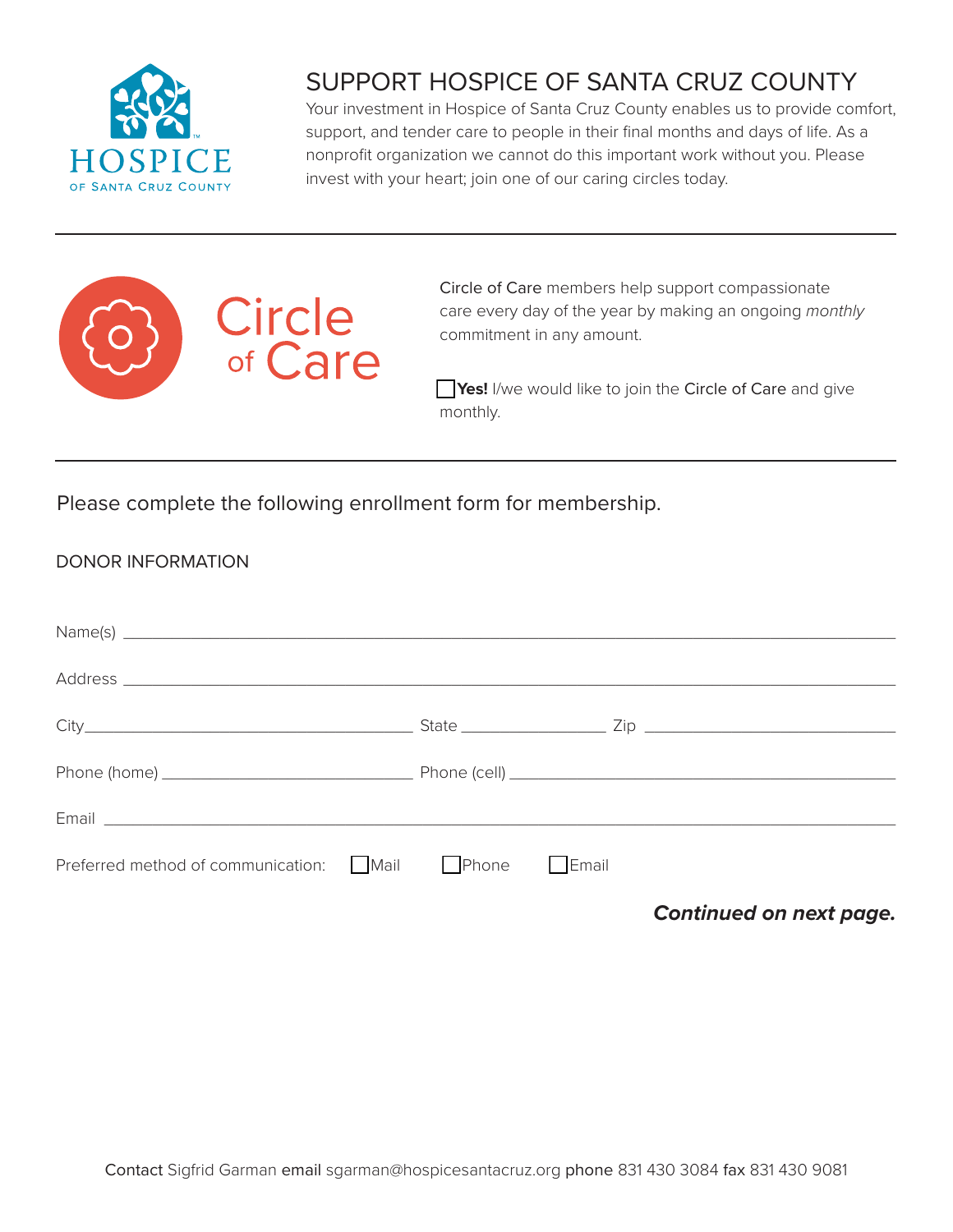HOSPICE
OF SANTA CRUZ COUNTY

# SUPPORT HOSPICE OF SANTA CRUZ COUNTY

Your investment in Hospice of Santa Cruz County enables us to provide comfort, support, and tender care to people in their final months and days of life. As a nonprofit organization we cannot do this important work without you. Please invest with your heart; join one of our caring circles today.

---

## Circle of Care

Circle of Care members help support compassionate care every day of the year by making an ongoing *monthly* commitment in any amount.

☐ **Yes!** I/we would like to join the Circle of Care and give monthly.

---

Please complete the following enrollment form for membership.

### DONOR INFORMATION

Name(s) ____________________________________________

Address ____________________________________________

City ____________________ State ____________ Zip ____________

Phone (home) ____________________ Phone (cell) ____________________

Email ____________________________________________

Preferred method of communication: ☐ Mail ☐ Phone ☐ Email

***Continued on next page.***

**Contact** Sigfrid Garman **email** sgarman@hospicesantacruz.org **phone** 831 430 3084 **fax** 831 430 9081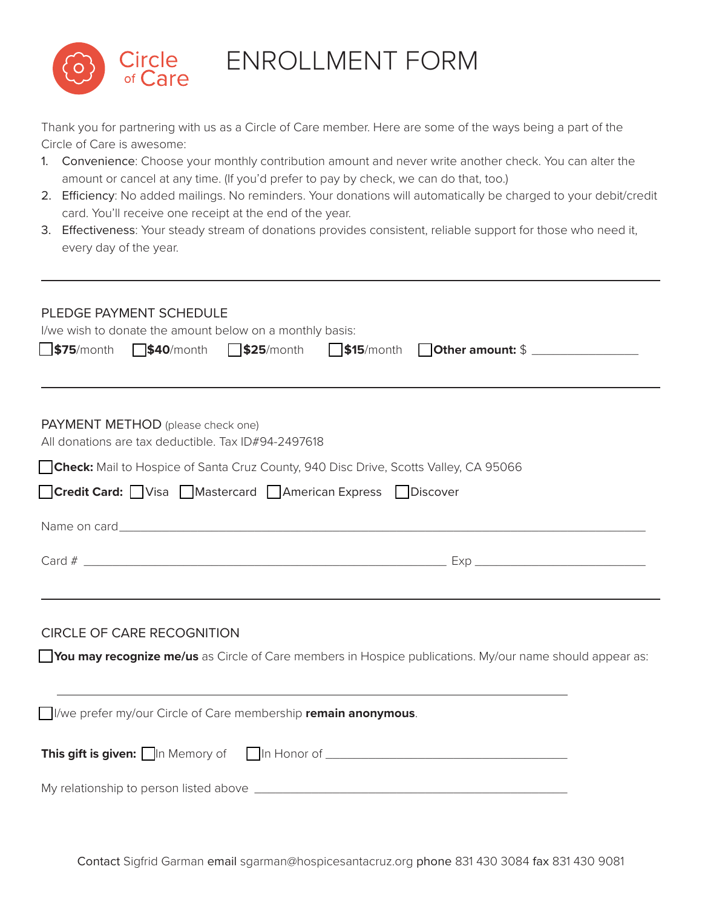Circle of Care

# ENROLLMENT FORM

Thank you for partnering with us as a Circle of Care member. Here are some of the ways being a part of the Circle of Care is awesome:

1. Convenience: Choose your monthly contribution amount and never write another check. You can alter the amount or cancel at any time. (If you'd prefer to pay by check, we can do that, too.)
2. Efficiency: No added mailings. No reminders. Your donations will automatically be charged to your debit/credit card. You'll receive one receipt at the end of the year.
3. Effectiveness: Your steady stream of donations provides consistent, reliable support for those who need it, every day of the year.

---

## PLEDGE PAYMENT SCHEDULE

I/we wish to donate the amount below on a monthly basis:

☐ **$75**/month ☐ **$40**/month ☐ **$25**/month ☐ **$15**/month ☐ **Other amount:** $ ________________

---

## PAYMENT METHOD (please check one)

All donations are tax deductible. Tax ID#94-2497618

☐ **Check:** Mail to Hospice of Santa Cruz County, 940 Disc Drive, Scotts Valley, CA 95066

☐ **Credit Card:** ☐ Visa ☐ Mastercard ☐ American Express ☐ Discover

Name on card ________________________________________________________________

Card # ______________________________________________ Exp ____________________

---

## CIRCLE OF CARE RECOGNITION

☐ **You may recognize me/us** as Circle of Care members in Hospice publications. My/our name should appear as:

________________________________________________________________

☐ I/we prefer my/our Circle of Care membership **remain anonymous**.

**This gift is given:** ☐ In Memory of ☐ In Honor of ______________________________

My relationship to person listed above ______________________________

Contact Sigfrid Garman email sgarman@hospicesantacruz.org phone 831 430 3084 fax 831 430 9081